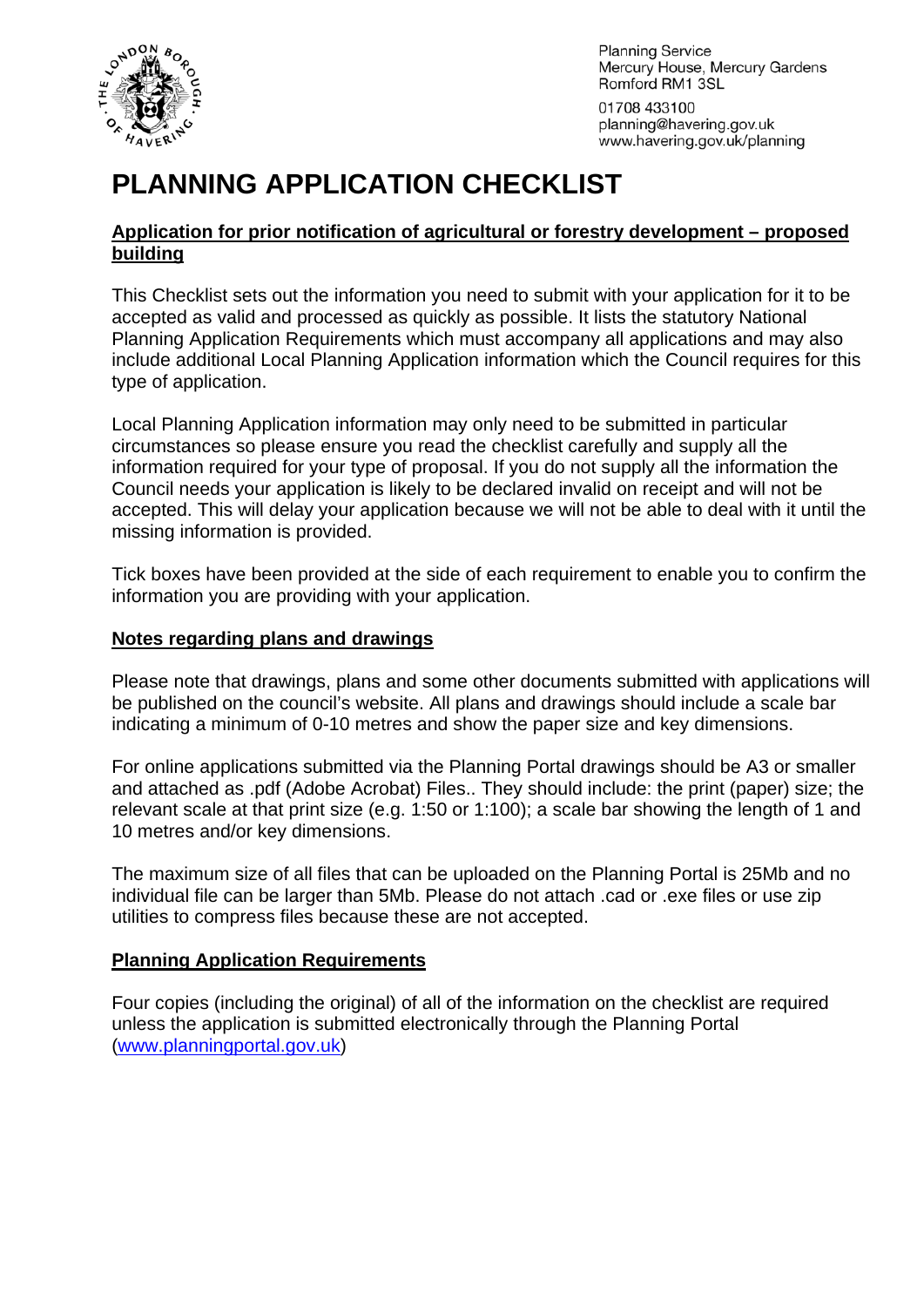Planning Service
Mercury House, Mercury Gardens
Romford RM1 3SL

01708 433100
planning@havering.gov.uk
www.havering.gov.uk/planning

# PLANNING APPLICATION CHECKLIST

**Application for prior notification of agricultural or forestry development – proposed building**

This Checklist sets out the information you need to submit with your application for it to be accepted as valid and processed as quickly as possible. It lists the statutory National Planning Application Requirements which must accompany all applications and may also include additional Local Planning Application information which the Council requires for this type of application.

Local Planning Application information may only need to be submitted in particular circumstances so please ensure you read the checklist carefully and supply all the information required for your type of proposal. If you do not supply all the information the Council needs your application is likely to be declared invalid on receipt and will not be accepted. This will delay your application because we will not be able to deal with it until the missing information is provided.

Tick boxes have been provided at the side of each requirement to enable you to confirm the information you are providing with your application.

## Notes regarding plans and drawings

Please note that drawings, plans and some other documents submitted with applications will be published on the council's website. All plans and drawings should include a scale bar indicating a minimum of 0-10 metres and show the paper size and key dimensions.

For online applications submitted via the Planning Portal drawings should be A3 or smaller and attached as .pdf (Adobe Acrobat) Files.. They should include: the print (paper) size; the relevant scale at that print size (e.g. 1:50 or 1:100); a scale bar showing the length of 1 and 10 metres and/or key dimensions.

The maximum size of all files that can be uploaded on the Planning Portal is 25Mb and no individual file can be larger than 5Mb. Please do not attach .cad or .exe files or use zip utilities to compress files because these are not accepted.

## Planning Application Requirements

Four copies (including the original) of all of the information on the checklist are required unless the application is submitted electronically through the Planning Portal ([www.planningportal.gov.uk](http://www.planningportal.gov.uk))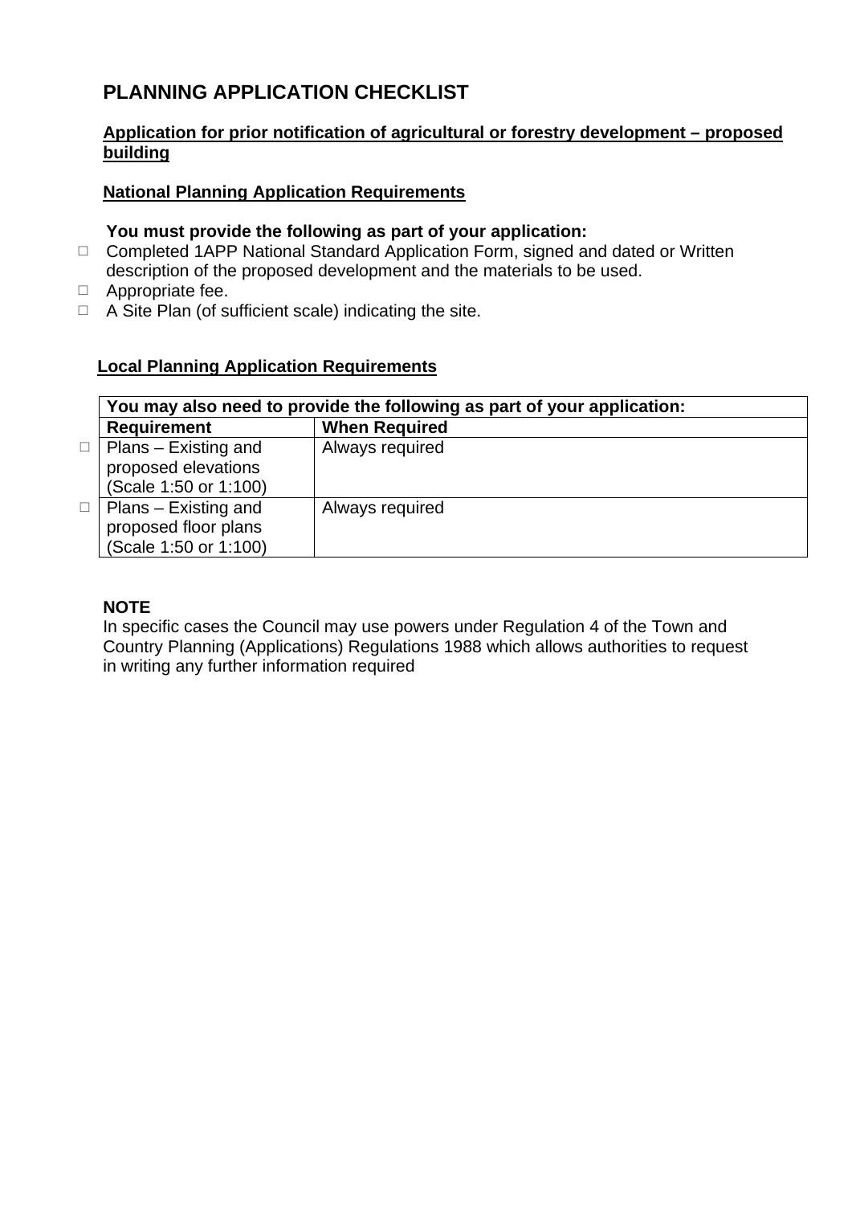# PLANNING APPLICATION CHECKLIST

**Application for prior notification of agricultural or forestry development – proposed building**

**National Planning Application Requirements**

**You must provide the following as part of your application:**

- ☐ Completed 1APP National Standard Application Form, signed and dated or Written description of the proposed development and the materials to be used.
- ☐ Appropriate fee.
- ☐ A Site Plan (of sufficient scale) indicating the site.

**Local Planning Application Requirements**

| | **You may also need to provide the following as part of your application:** | |
|---|---|---|
| | **Requirement** | **When Required** |
| ☐ | Plans – Existing and proposed elevations (Scale 1:50 or 1:100) | Always required |
| ☐ | Plans – Existing and proposed floor plans (Scale 1:50 or 1:100) | Always required |

**NOTE**

In specific cases the Council may use powers under Regulation 4 of the Town and Country Planning (Applications) Regulations 1988 which allows authorities to request in writing any further information required